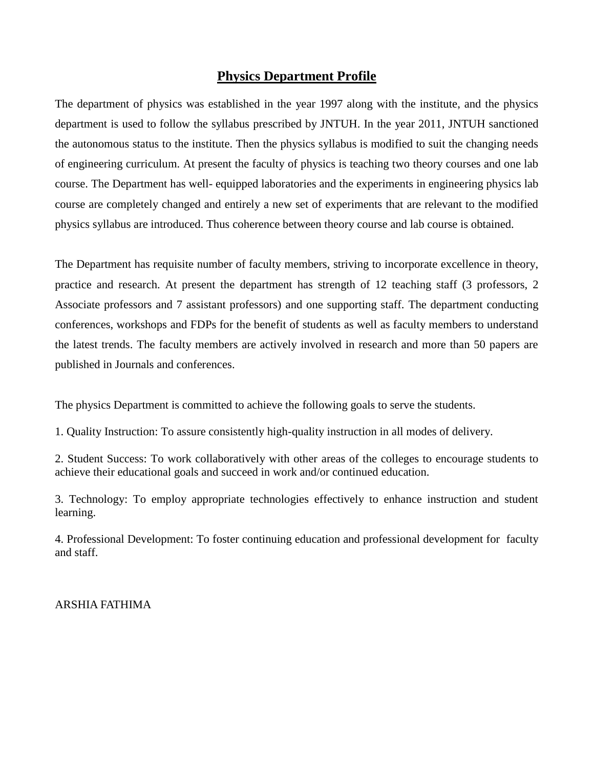# Physics Department Profile

The department of physics was established in the year 1997 along with the institute, and the physics department is used to follow the syllabus prescribed by JNTUH. In the year 2011, JNTUH sanctioned the autonomous status to the institute. Then the physics syllabus is modified to suit the changing needs of engineering curriculum. At present the faculty of physics is teaching two theory courses and one lab course. The Department has well- equipped laboratories and the experiments in engineering physics lab course are completely changed and entirely a new set of experiments that are relevant to the modified physics syllabus are introduced. Thus coherence between theory course and lab course is obtained.

The Department has requisite number of faculty members, striving to incorporate excellence in theory, practice and research. At present the department has strength of 12 teaching staff (3 professors, 2 Associate professors and 7 assistant professors) and one supporting staff. The department conducting conferences, workshops and FDPs for the benefit of students as well as faculty members to understand the latest trends. The faculty members are actively involved in research and more than 50 papers are published in Journals and conferences.

The physics Department is committed to achieve the following goals to serve the students.

1. Quality Instruction: To assure consistently high-quality instruction in all modes of delivery.

2. Student Success: To work collaboratively with other areas of the colleges to encourage students to achieve their educational goals and succeed in work and/or continued education.

3. Technology: To employ appropriate technologies effectively to enhance instruction and student learning.

4. Professional Development: To foster continuing education and professional development for faculty and staff.

ARSHIA FATHIMA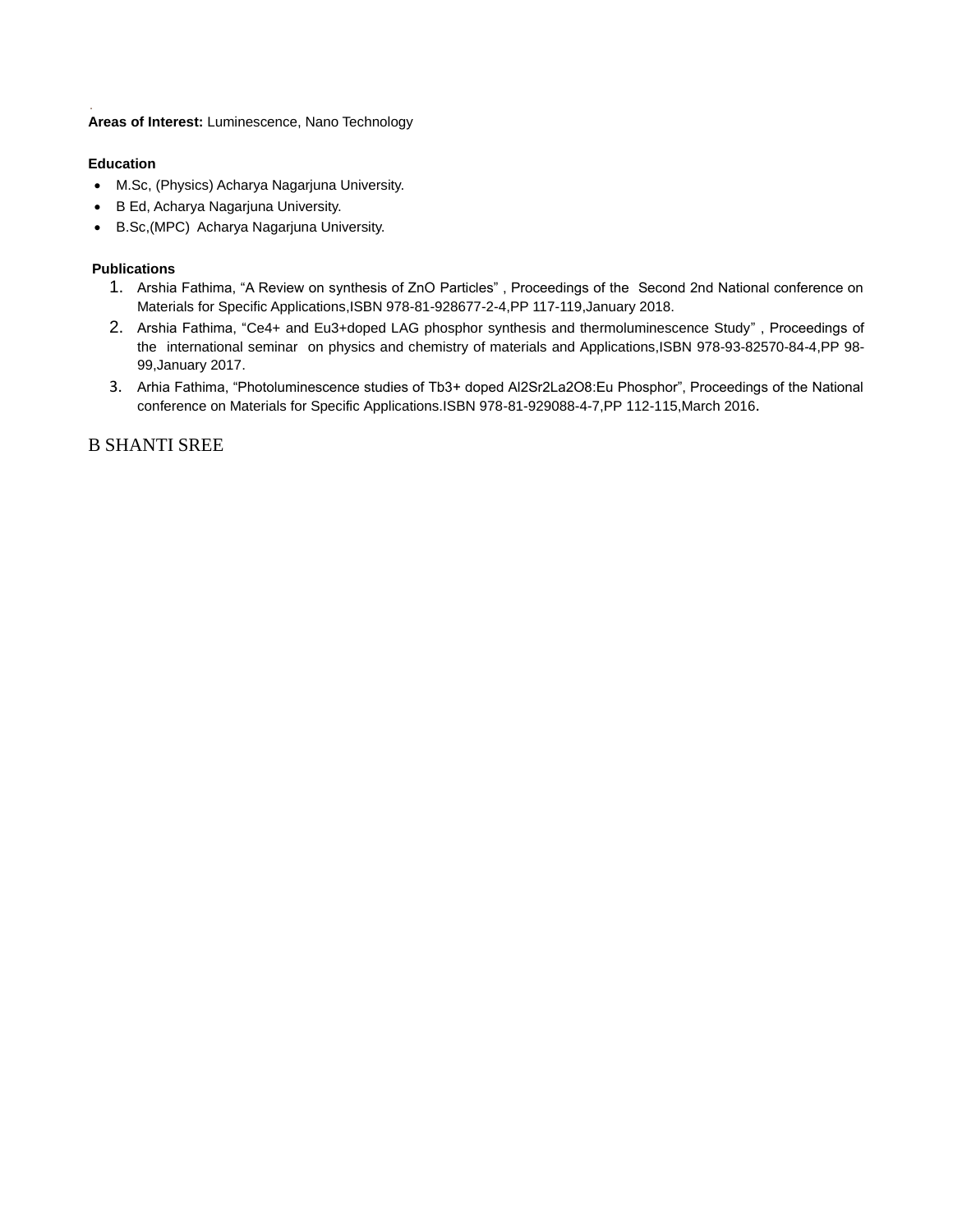**Areas of Interest:** Luminescence, Nano Technology

**Education**

- M.Sc, (Physics) Acharya Nagarjuna University.
- B Ed, Acharya Nagarjuna University.
- B.Sc,(MPC) Acharya Nagarjuna University.

**Publications**

1. Arshia Fathima, "A Review on synthesis of ZnO Particles" , Proceedings of the Second 2nd National conference on Materials for Specific Applications,ISBN 978-81-928677-2-4,PP 117-119,January 2018.
2. Arshia Fathima, "Ce4+ and Eu3+doped LAG phosphor synthesis and thermoluminescence Study" , Proceedings of the international seminar on physics and chemistry of materials and Applications,ISBN 978-93-82570-84-4,PP 98-99,January 2017.
3. Arhia Fathima, "Photoluminescence studies of Tb3+ doped Al2Sr2La2O8:Eu Phosphor", Proceedings of the National conference on Materials for Specific Applications.ISBN 978-81-929088-4-7,PP 112-115,March 2016.

B SHANTI SREE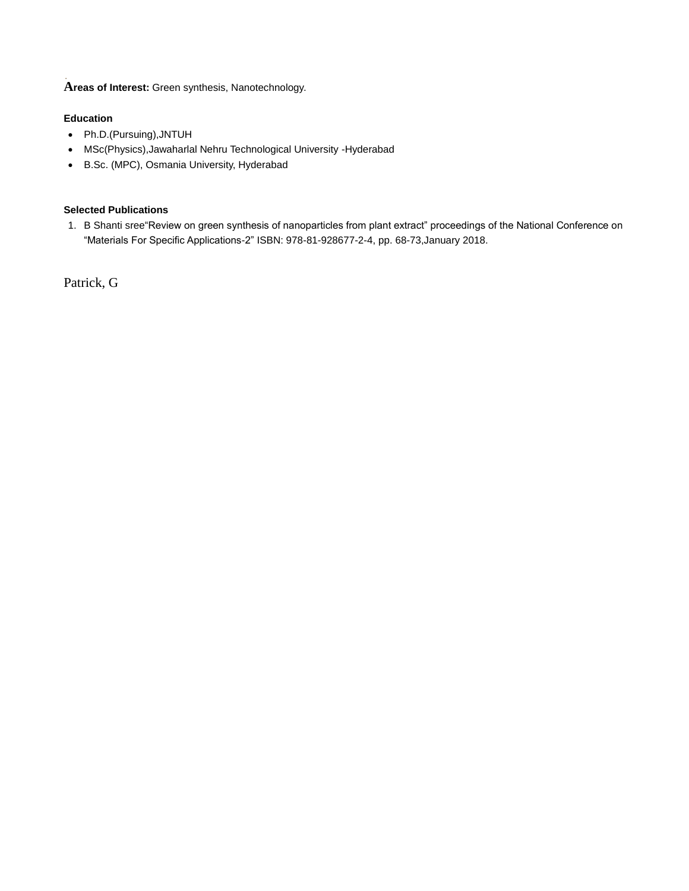**Areas of Interest:** Green synthesis, Nanotechnology.

**Education**

- Ph.D.(Pursuing),JNTUH
- MSc(Physics),Jawaharlal Nehru Technological University -Hyderabad
- B.Sc. (MPC), Osmania University, Hyderabad

**Selected Publications**

1. B Shanti sree"Review on green synthesis of nanoparticles from plant extract" proceedings of the National Conference on "Materials For Specific Applications-2" ISBN: 978-81-928677-2-4, pp. 68-73,January 2018.

Patrick, G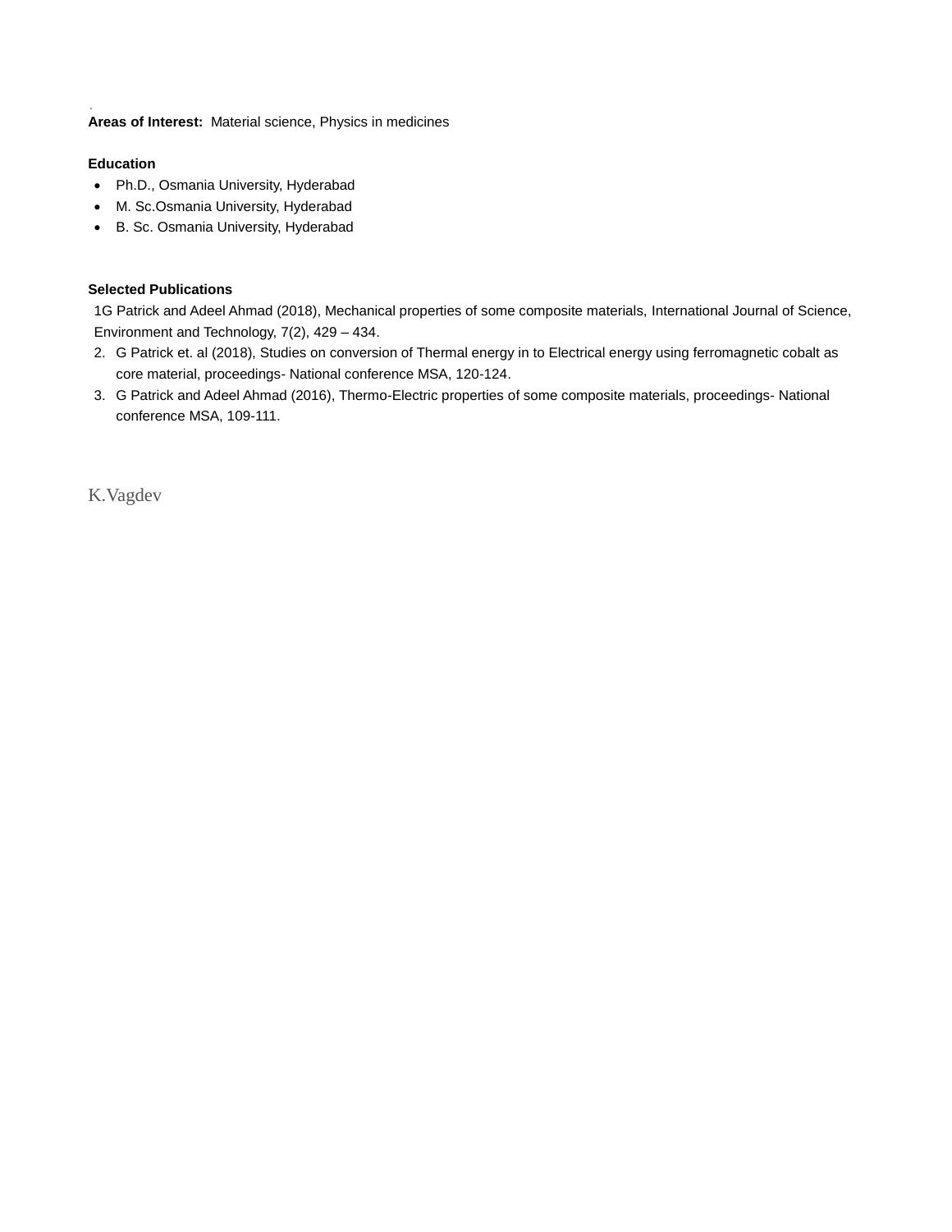.

**Areas of Interest:** Material science, Physics in medicines

**Education**

- Ph.D., Osmania University, Hyderabad
- M. Sc.Osmania University, Hyderabad
- B. Sc. Osmania University, Hyderabad

**Selected Publications**

1G Patrick and Adeel Ahmad (2018), Mechanical properties of some composite materials, International Journal of Science, Environment and Technology, 7(2), 429 – 434.

2. G Patrick et. al (2018), Studies on conversion of Thermal energy in to Electrical energy using ferromagnetic cobalt as core material, proceedings- National conference MSA, 120-124.
3. G Patrick and Adeel Ahmad (2016), Thermo-Electric properties of some composite materials, proceedings- National conference MSA, 109-111.

K.Vagdev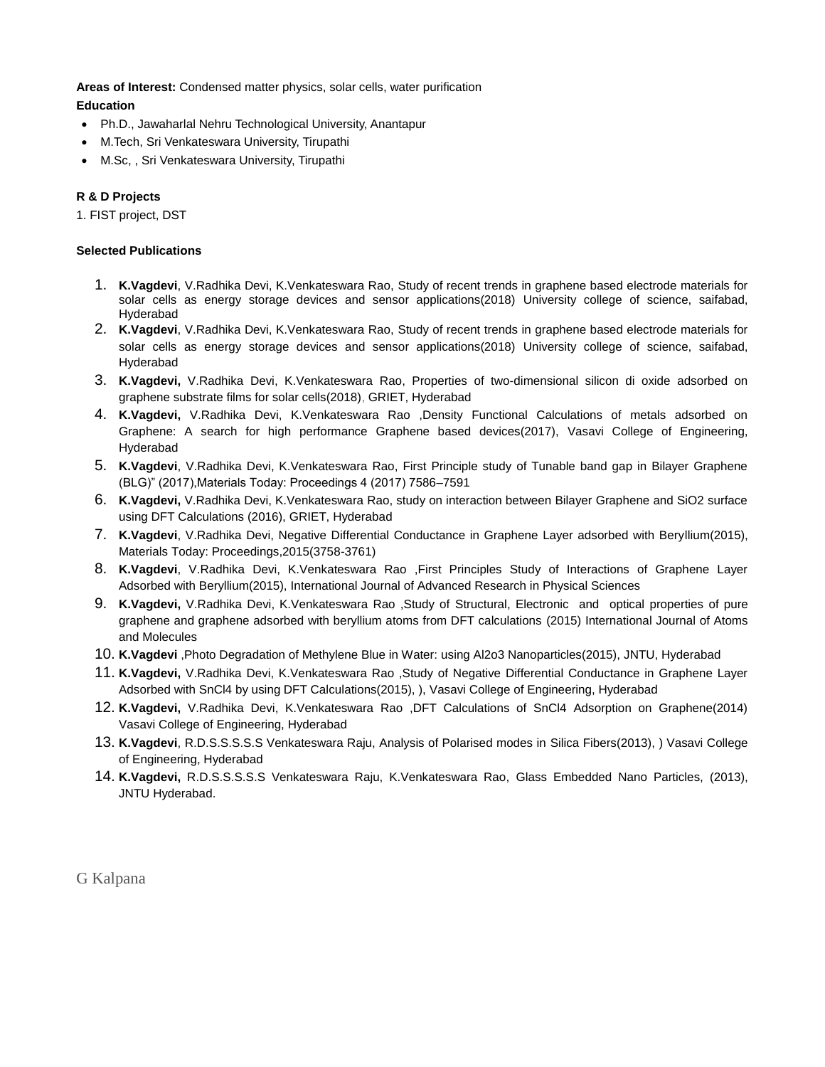**Areas of Interest:** Condensed matter physics, solar cells, water purification

**Education**

- Ph.D., Jawaharlal Nehru Technological University, Anantapur
- M.Tech, Sri Venkateswara University, Tirupathi
- M.Sc, , Sri Venkateswara University, Tirupathi

**R & D Projects**

1. FIST project, DST

**Selected Publications**

1. **K.Vagdevi**, V.Radhika Devi, K.Venkateswara Rao, Study of recent trends in graphene based electrode materials for solar cells as energy storage devices and sensor applications(2018) University college of science, saifabad, Hyderabad
2. **K.Vagdevi**, V.Radhika Devi, K.Venkateswara Rao, Study of recent trends in graphene based electrode materials for solar cells as energy storage devices and sensor applications(2018) University college of science, saifabad, Hyderabad
3. **K.Vagdevi,** V.Radhika Devi, K.Venkateswara Rao, Properties of two-dimensional silicon di oxide adsorbed on graphene substrate films for solar cells(2018), GRIET, Hyderabad
4. **K.Vagdevi,** V.Radhika Devi, K.Venkateswara Rao ,Density Functional Calculations of metals adsorbed on Graphene: A search for high performance Graphene based devices(2017), Vasavi College of Engineering, Hyderabad
5. **K.Vagdevi**, V.Radhika Devi, K.Venkateswara Rao, First Principle study of Tunable band gap in Bilayer Graphene (BLG)" (2017),Materials Today: Proceedings 4 (2017) 7586–7591
6. **K.Vagdevi,** V.Radhika Devi, K.Venkateswara Rao, study on interaction between Bilayer Graphene and $SiO_2$ surface using DFT Calculations (2016), GRIET, Hyderabad
7. **K.Vagdevi**, V.Radhika Devi, Negative Differential Conductance in Graphene Layer adsorbed with Beryllium(2015), Materials Today: Proceedings,2015(3758-3761)
8. **K.Vagdevi**, V.Radhika Devi, K.Venkateswara Rao ,First Principles Study of Interactions of Graphene Layer Adsorbed with Beryllium(2015), International Journal of Advanced Research in Physical Sciences
9. **K.Vagdevi,** V.Radhika Devi, K.Venkateswara Rao ,Study of Structural, Electronic and optical properties of pure graphene and graphene adsorbed with beryllium atoms from DFT calculations (2015) International Journal of Atoms and Molecules
10. **K.Vagdevi** ,Photo Degradation of Methylene Blue in Water: using $Al_2o_3$ Nanoparticles(2015), JNTU, Hyderabad
11. **K.Vagdevi,** V.Radhika Devi, K.Venkateswara Rao ,Study of Negative Differential Conductance in Graphene Layer Adsorbed with $SnCl_4$ by using DFT Calculations(2015), ), Vasavi College of Engineering, Hyderabad
12. **K.Vagdevi,** V.Radhika Devi, K.Venkateswara Rao ,DFT Calculations of $SnCl_4$ Adsorption on Graphene(2014) Vasavi College of Engineering, Hyderabad
13. **K.Vagdevi**, R.D.S.S.S.S.S Venkateswara Raju, Analysis of Polarised modes in Silica Fibers(2013), ) Vasavi College of Engineering, Hyderabad
14. **K.Vagdevi,** R.D.S.S.S.S.S Venkateswara Raju, K.Venkateswara Rao, Glass Embedded Nano Particles, (2013), JNTU Hyderabad.

G Kalpana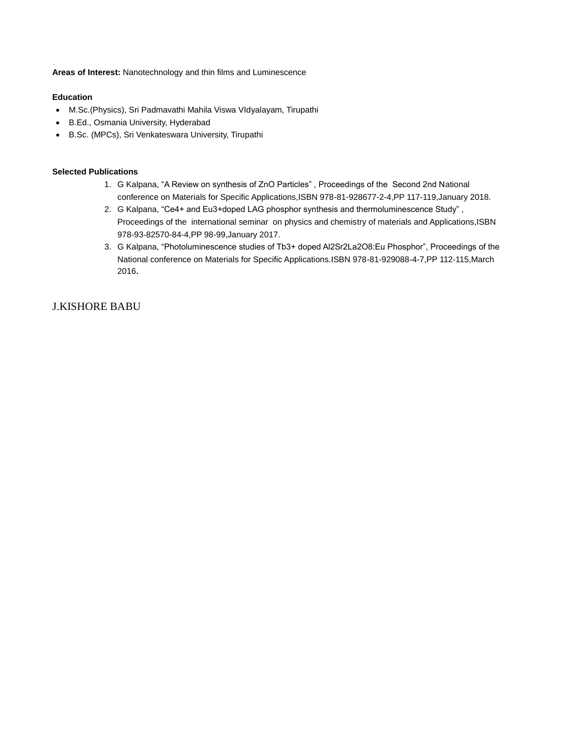**Areas of Interest:** Nanotechnology and thin films and Luminescence

**Education**

- M.Sc.(Physics), Sri Padmavathi Mahila Viswa VIdyalayam, Tirupathi
- B.Ed., Osmania University, Hyderabad
- B.Sc. (MPCs), Sri Venkateswara University, Tirupathi

**Selected Publications**

1. G Kalpana, "A Review on synthesis of ZnO Particles" , Proceedings of the Second 2nd National conference on Materials for Specific Applications,ISBN 978-81-928677-2-4,PP 117-119,January 2018.
2. G Kalpana, "$Ce^{4+}$ and $Eu^{3+}$doped LAG phosphor synthesis and thermoluminescence Study" , Proceedings of the international seminar on physics and chemistry of materials and Applications,ISBN 978-93-82570-84-4,PP 98-99,January 2017.
3. G Kalpana, "Photoluminescence studies of $Tb^{3+}$ doped $Al_2Sr_2La_2O_8$:Eu Phosphor", Proceedings of the National conference on Materials for Specific Applications.ISBN 978-81-929088-4-7,PP 112-115,March 2016.

J.KISHORE BABU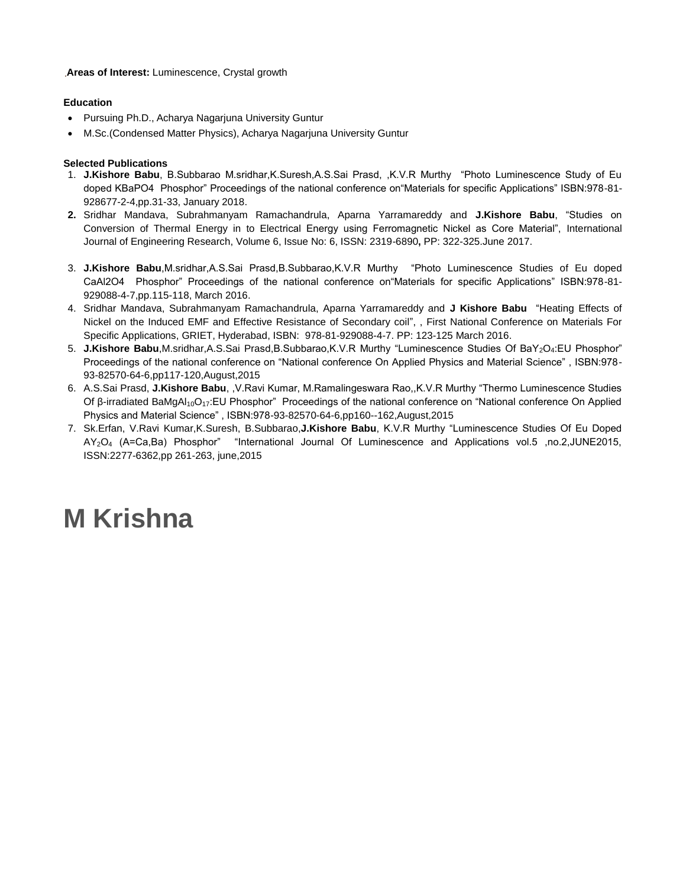**Areas of Interest:** Luminescence, Crystal growth

**Education**

- Pursuing Ph.D., Acharya Nagarjuna University Guntur
- M.Sc.(Condensed Matter Physics), Acharya Nagarjuna University Guntur

**Selected Publications**

1. **J.Kishore Babu**, B.Subbarao M.sridhar,K.Suresh,A.S.Sai Prasd, ,K.V.R Murthy "Photo Luminescence Study of Eu doped KBaPO4 Phosphor" Proceedings of the national conference on"Materials for specific Applications" ISBN:978-81-928677-2-4,pp.31-33, January 2018.
2. Sridhar Mandava, Subrahmanyam Ramachandrula, Aparna Yarramareddy and **J.Kishore Babu**, "Studies on Conversion of Thermal Energy in to Electrical Energy using Ferromagnetic Nickel as Core Material", International Journal of Engineering Research, Volume 6, Issue No: 6, ISSN: 2319-6890**,** PP: 322-325.June 2017.
3. **J.Kishore Babu**,M.sridhar,A.S.Sai Prasd,B.Subbarao,K.V.R Murthy "Photo Luminescence Studies of Eu doped CaAl2O4 Phosphor" Proceedings of the national conference on"Materials for specific Applications" ISBN:978-81-929088-4-7,pp.115-118, March 2016.
4. Sridhar Mandava, Subrahmanyam Ramachandrula, Aparna Yarramareddy and **J Kishore Babu** "Heating Effects of Nickel on the Induced EMF and Effective Resistance of Secondary coil", , First National Conference on Materials For Specific Applications, GRIET, Hyderabad, ISBN: 978-81-929088-4-7. PP: 123-125 March 2016.
5. **J.Kishore Babu**,M.sridhar,A.S.Sai Prasd,B.Subbarao,K.V.R Murthy "Luminescence Studies Of $BaY_2O_4$:EU Phosphor" Proceedings of the national conference on "National conference On Applied Physics and Material Science" , ISBN:978-93-82570-64-6,pp117-120,August,2015
6. A.S.Sai Prasd, **J.Kishore Babu**, ,V.Ravi Kumar, M.Ramalingeswara Rao,,K.V.R Murthy "Thermo Luminescence Studies Of β-irradiated $BaMgAl_{10}O_{17}$:EU Phosphor" Proceedings of the national conference on "National conference On Applied Physics and Material Science" , ISBN:978-93-82570-64-6,pp160--162,August,2015
7. Sk.Erfan, V.Ravi Kumar,K.Suresh, B.Subbarao,**J.Kishore Babu**, K.V.R Murthy "Luminescence Studies Of Eu Doped $AY_2O_4$ (A=Ca,Ba) Phosphor" "International Journal Of Luminescence and Applications vol.5 ,no.2,JUNE2015, ISSN:2277-6362,pp 261-263, june,2015

# M Krishna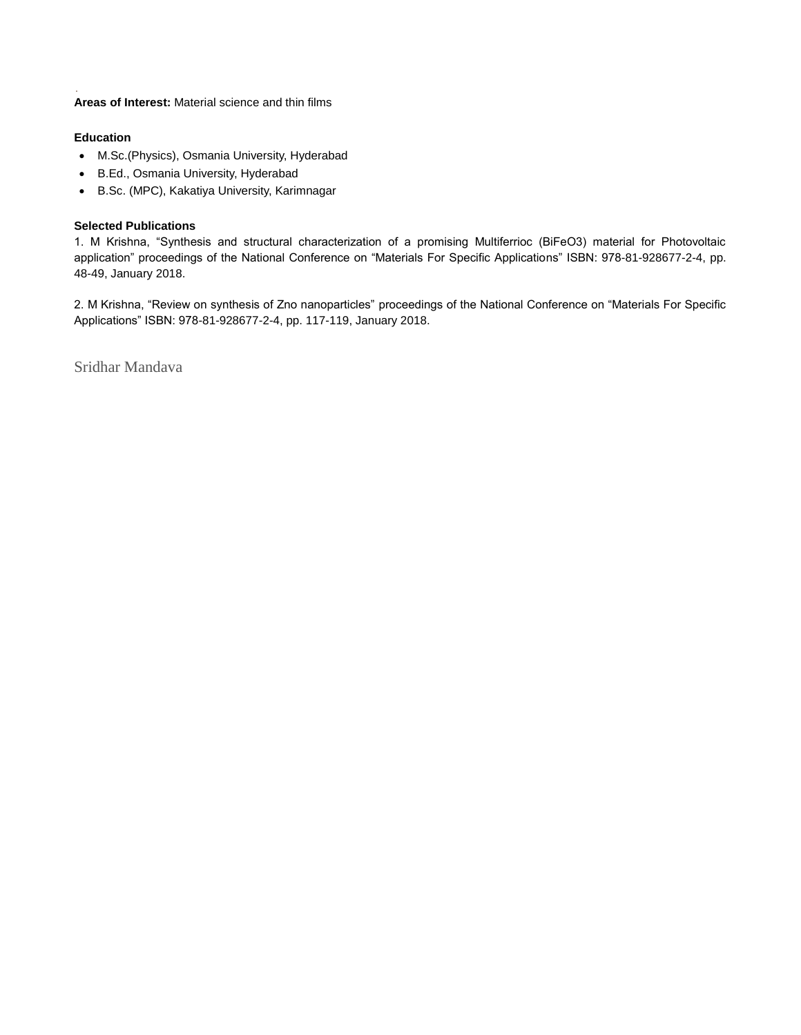.

**Areas of Interest:** Material science and thin films

**Education**

- M.Sc.(Physics), Osmania University, Hyderabad
- B.Ed., Osmania University, Hyderabad
- B.Sc. (MPC), Kakatiya University, Karimnagar

**Selected Publications**

1. M Krishna, "Synthesis and structural characterization of a promising Multiferrioc ($BiFeO_3$) material for Photovoltaic application" proceedings of the National Conference on "Materials For Specific Applications" ISBN: 978-81-928677-2-4, pp. 48-49, January 2018.

2. M Krishna, "Review on synthesis of Zno nanoparticles" proceedings of the National Conference on "Materials For Specific Applications" ISBN: 978-81-928677-2-4, pp. 117-119, January 2018.

Sridhar Mandava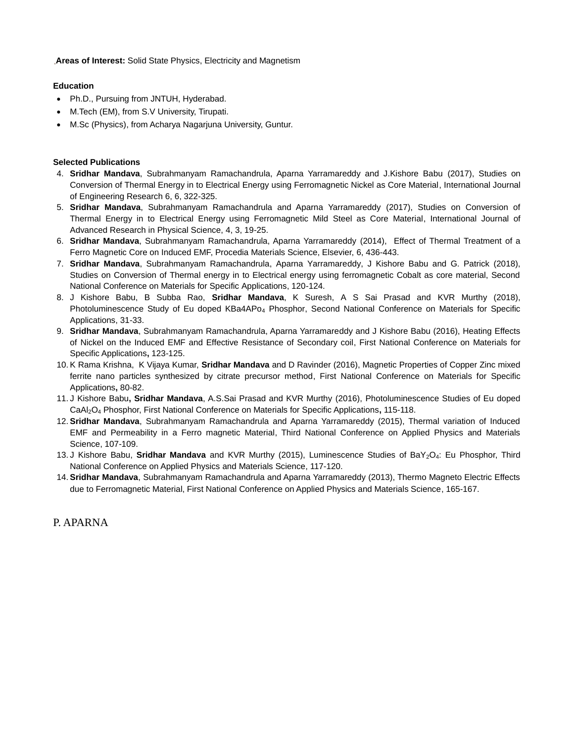**Areas of Interest:** Solid State Physics, Electricity and Magnetism

**Education**

- Ph.D., Pursuing from JNTUH, Hyderabad.
- M.Tech (EM), from S.V University, Tirupati.
- M.Sc (Physics), from Acharya Nagarjuna University, Guntur.

**Selected Publications**

4. **Sridhar Mandava**, Subrahmanyam Ramachandrula, Aparna Yarramareddy and J.Kishore Babu (2017), Studies on Conversion of Thermal Energy in to Electrical Energy using Ferromagnetic Nickel as Core Material, International Journal of Engineering Research 6, 6, 322-325.
5. **Sridhar Mandava**, Subrahmanyam Ramachandrula and Aparna Yarramareddy (2017), Studies on Conversion of Thermal Energy in to Electrical Energy using Ferromagnetic Mild Steel as Core Material, International Journal of Advanced Research in Physical Science, 4, 3, 19-25.
6. **Sridhar Mandava**, Subrahmanyam Ramachandrula, Aparna Yarramareddy (2014), Effect of Thermal Treatment of a Ferro Magnetic Core on Induced EMF, Procedia Materials Science, Elsevier, 6, 436-443.
7. **Sridhar Mandava**, Subrahmanyam Ramachandrula, Aparna Yarramareddy, J Kishore Babu and G. Patrick (2018), Studies on Conversion of Thermal energy in to Electrical energy using ferromagnetic Cobalt as core material, Second National Conference on Materials for Specific Applications, 120-124.
8. J Kishore Babu, B Subba Rao, **Sridhar Mandava**, K Suresh, A S Sai Prasad and KVR Murthy (2018), Photoluminescence Study of Eu doped KBa4APo$_4$ Phosphor, Second National Conference on Materials for Specific Applications, 31-33.
9. **Sridhar Mandava**, Subrahmanyam Ramachandrula, Aparna Yarramareddy and J Kishore Babu (2016), Heating Effects of Nickel on the Induced EMF and Effective Resistance of Secondary coil, First National Conference on Materials for Specific Applications**,** 123-125.
10. K Rama Krishna, K Vijaya Kumar, **Sridhar Mandava** and D Ravinder (2016), Magnetic Properties of Copper Zinc mixed ferrite nano particles synthesized by citrate precursor method, First National Conference on Materials for Specific Applications**,** 80-82.
11. J Kishore Babu**, Sridhar Mandava**, A.S.Sai Prasad and KVR Murthy (2016), Photoluminescence Studies of Eu doped $CaAl_2O_4$ Phosphor, First National Conference on Materials for Specific Applications**,** 115-118.
12. **Sridhar Mandava**, Subrahmanyam Ramachandrula and Aparna Yarramareddy (2015), Thermal variation of Induced EMF and Permeability in a Ferro magnetic Material, Third National Conference on Applied Physics and Materials Science, 107-109.
13. J Kishore Babu, **Sridhar Mandava** and KVR Murthy (2015), Luminescence Studies of $BaY_2O_4$: Eu Phosphor, Third National Conference on Applied Physics and Materials Science, 117-120.
14. **Sridhar Mandava**, Subrahmanyam Ramachandrula and Aparna Yarramareddy (2013), Thermo Magneto Electric Effects due to Ferromagnetic Material, First National Conference on Applied Physics and Materials Science, 165-167.

P. APARNA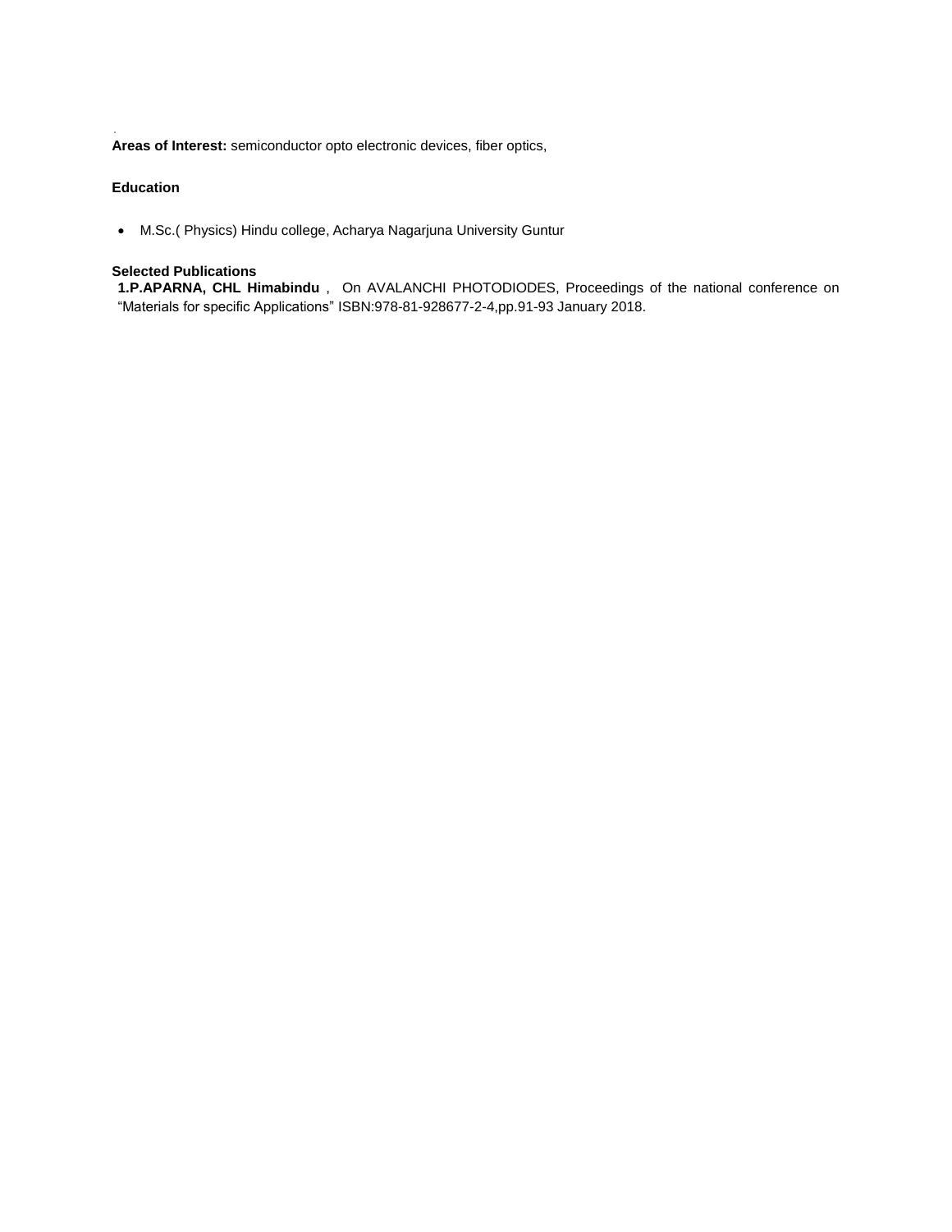**Areas of Interest:** semiconductor opto electronic devices, fiber optics,

**Education**

- M.Sc.( Physics) Hindu college, Acharya Nagarjuna University Guntur

**Selected Publications**

**1.P.APARNA, CHL Himabindu** , On AVALANCHI PHOTODIODES, Proceedings of the national conference on "Materials for specific Applications" ISBN:978-81-928677-2-4,pp.91-93 January 2018.